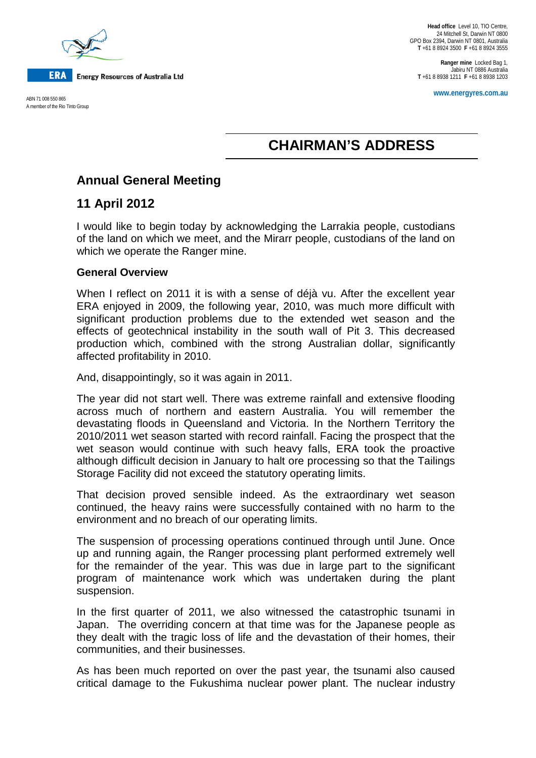**Head office** Level 10, TIO Centre, 24 Mitchell St, Darwin NT 0800
GPO Box 2394, Darwin NT 0801, Australia
**T** +61 8 8924 3500 **F** +61 8 8924 3555

**Ranger mine** Locked Bag 1, Jabiru NT 0886 Australia
**T** +61 8 8938 1211 **F** +61 8 8938 1203

**www.energyres.com.au**

**ERA** Energy Resources of Australia Ltd

ABN 71 008 550 865
A member of the Rio Tinto Group

# CHAIRMAN'S ADDRESS

## Annual General Meeting

## 11 April 2012

I would like to begin today by acknowledging the Larrakia people, custodians of the land on which we meet, and the Mirarr people, custodians of the land on which we operate the Ranger mine.

### General Overview

When I reflect on 2011 it is with a sense of déjà vu. After the excellent year ERA enjoyed in 2009, the following year, 2010, was much more difficult with significant production problems due to the extended wet season and the effects of geotechnical instability in the south wall of Pit 3. This decreased production which, combined with the strong Australian dollar, significantly affected profitability in 2010.

And, disappointingly, so it was again in 2011.

The year did not start well. There was extreme rainfall and extensive flooding across much of northern and eastern Australia. You will remember the devastating floods in Queensland and Victoria. In the Northern Territory the 2010/2011 wet season started with record rainfall. Facing the prospect that the wet season would continue with such heavy falls, ERA took the proactive although difficult decision in January to halt ore processing so that the Tailings Storage Facility did not exceed the statutory operating limits.

That decision proved sensible indeed. As the extraordinary wet season continued, the heavy rains were successfully contained with no harm to the environment and no breach of our operating limits.

The suspension of processing operations continued through until June. Once up and running again, the Ranger processing plant performed extremely well for the remainder of the year. This was due in large part to the significant program of maintenance work which was undertaken during the plant suspension.

In the first quarter of 2011, we also witnessed the catastrophic tsunami in Japan. The overriding concern at that time was for the Japanese people as they dealt with the tragic loss of life and the devastation of their homes, their communities, and their businesses.

As has been much reported on over the past year, the tsunami also caused critical damage to the Fukushima nuclear power plant. The nuclear industry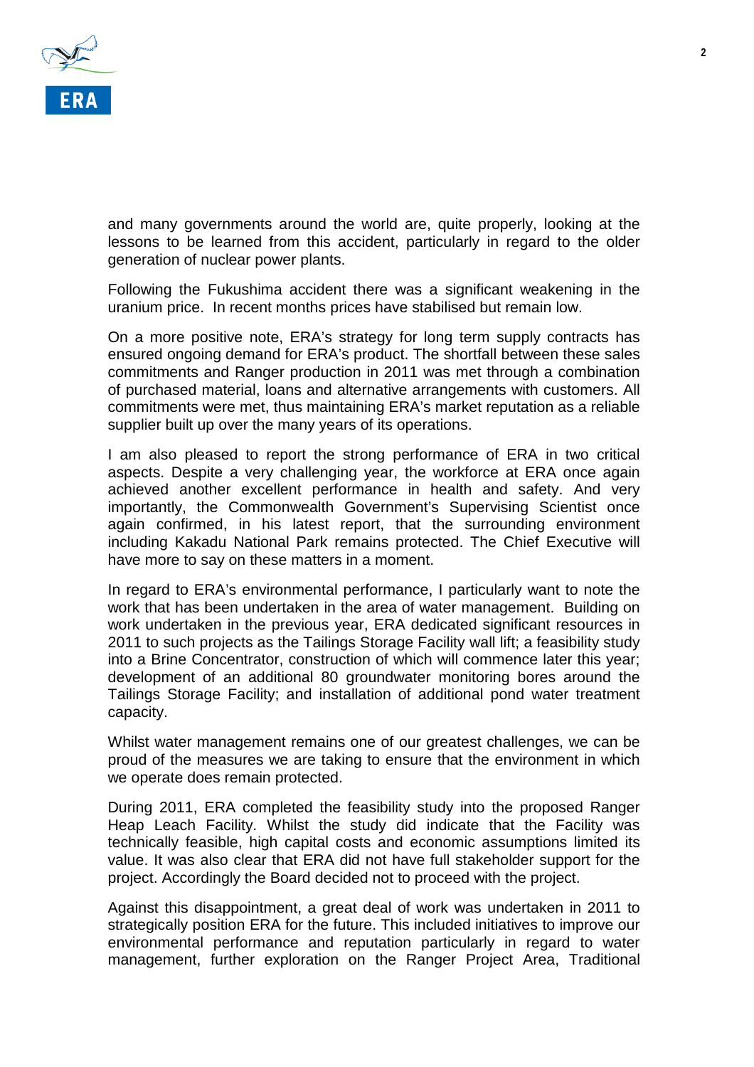and many governments around the world are, quite properly, looking at the lessons to be learned from this accident, particularly in regard to the older generation of nuclear power plants.

Following the Fukushima accident there was a significant weakening in the uranium price. In recent months prices have stabilised but remain low.

On a more positive note, ERA's strategy for long term supply contracts has ensured ongoing demand for ERA's product. The shortfall between these sales commitments and Ranger production in 2011 was met through a combination of purchased material, loans and alternative arrangements with customers. All commitments were met, thus maintaining ERA's market reputation as a reliable supplier built up over the many years of its operations.

I am also pleased to report the strong performance of ERA in two critical aspects. Despite a very challenging year, the workforce at ERA once again achieved another excellent performance in health and safety. And very importantly, the Commonwealth Government's Supervising Scientist once again confirmed, in his latest report, that the surrounding environment including Kakadu National Park remains protected. The Chief Executive will have more to say on these matters in a moment.

In regard to ERA's environmental performance, I particularly want to note the work that has been undertaken in the area of water management. Building on work undertaken in the previous year, ERA dedicated significant resources in 2011 to such projects as the Tailings Storage Facility wall lift; a feasibility study into a Brine Concentrator, construction of which will commence later this year; development of an additional 80 groundwater monitoring bores around the Tailings Storage Facility; and installation of additional pond water treatment capacity.

Whilst water management remains one of our greatest challenges, we can be proud of the measures we are taking to ensure that the environment in which we operate does remain protected.

During 2011, ERA completed the feasibility study into the proposed Ranger Heap Leach Facility. Whilst the study did indicate that the Facility was technically feasible, high capital costs and economic assumptions limited its value. It was also clear that ERA did not have full stakeholder support for the project. Accordingly the Board decided not to proceed with the project.

Against this disappointment, a great deal of work was undertaken in 2011 to strategically position ERA for the future. This included initiatives to improve our environmental performance and reputation particularly in regard to water management, further exploration on the Ranger Project Area, Traditional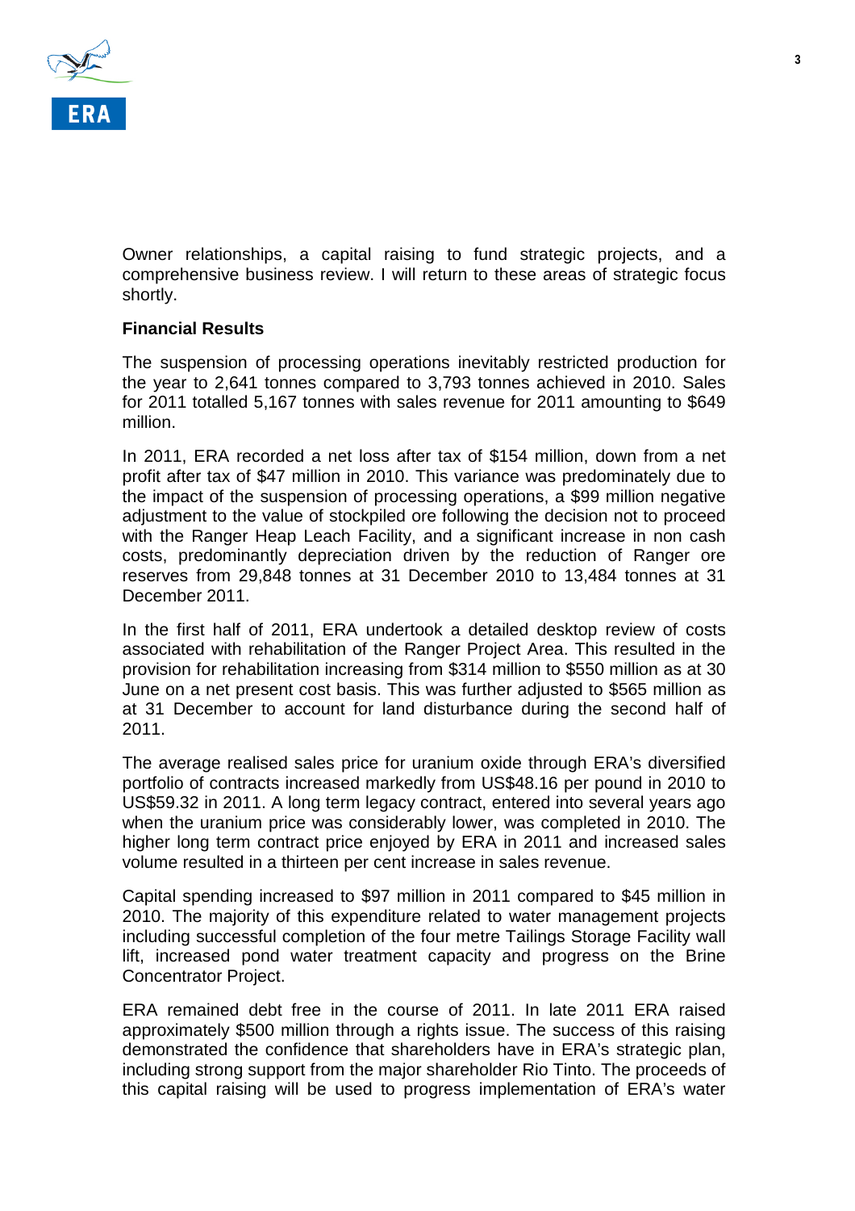Owner relationships, a capital raising to fund strategic projects, and a comprehensive business review. I will return to these areas of strategic focus shortly.

**Financial Results**

The suspension of processing operations inevitably restricted production for the year to 2,641 tonnes compared to 3,793 tonnes achieved in 2010. Sales for 2011 totalled 5,167 tonnes with sales revenue for 2011 amounting to $649 million.

In 2011, ERA recorded a net loss after tax of $154 million, down from a net profit after tax of $47 million in 2010. This variance was predominately due to the impact of the suspension of processing operations, a $99 million negative adjustment to the value of stockpiled ore following the decision not to proceed with the Ranger Heap Leach Facility, and a significant increase in non cash costs, predominantly depreciation driven by the reduction of Ranger ore reserves from 29,848 tonnes at 31 December 2010 to 13,484 tonnes at 31 December 2011.

In the first half of 2011, ERA undertook a detailed desktop review of costs associated with rehabilitation of the Ranger Project Area. This resulted in the provision for rehabilitation increasing from $314 million to $550 million as at 30 June on a net present cost basis. This was further adjusted to $565 million as at 31 December to account for land disturbance during the second half of 2011.

The average realised sales price for uranium oxide through ERA's diversified portfolio of contracts increased markedly from US$48.16 per pound in 2010 to US$59.32 in 2011. A long term legacy contract, entered into several years ago when the uranium price was considerably lower, was completed in 2010. The higher long term contract price enjoyed by ERA in 2011 and increased sales volume resulted in a thirteen per cent increase in sales revenue.

Capital spending increased to $97 million in 2011 compared to $45 million in 2010. The majority of this expenditure related to water management projects including successful completion of the four metre Tailings Storage Facility wall lift, increased pond water treatment capacity and progress on the Brine Concentrator Project.

ERA remained debt free in the course of 2011. In late 2011 ERA raised approximately $500 million through a rights issue. The success of this raising demonstrated the confidence that shareholders have in ERA's strategic plan, including strong support from the major shareholder Rio Tinto. The proceeds of this capital raising will be used to progress implementation of ERA's water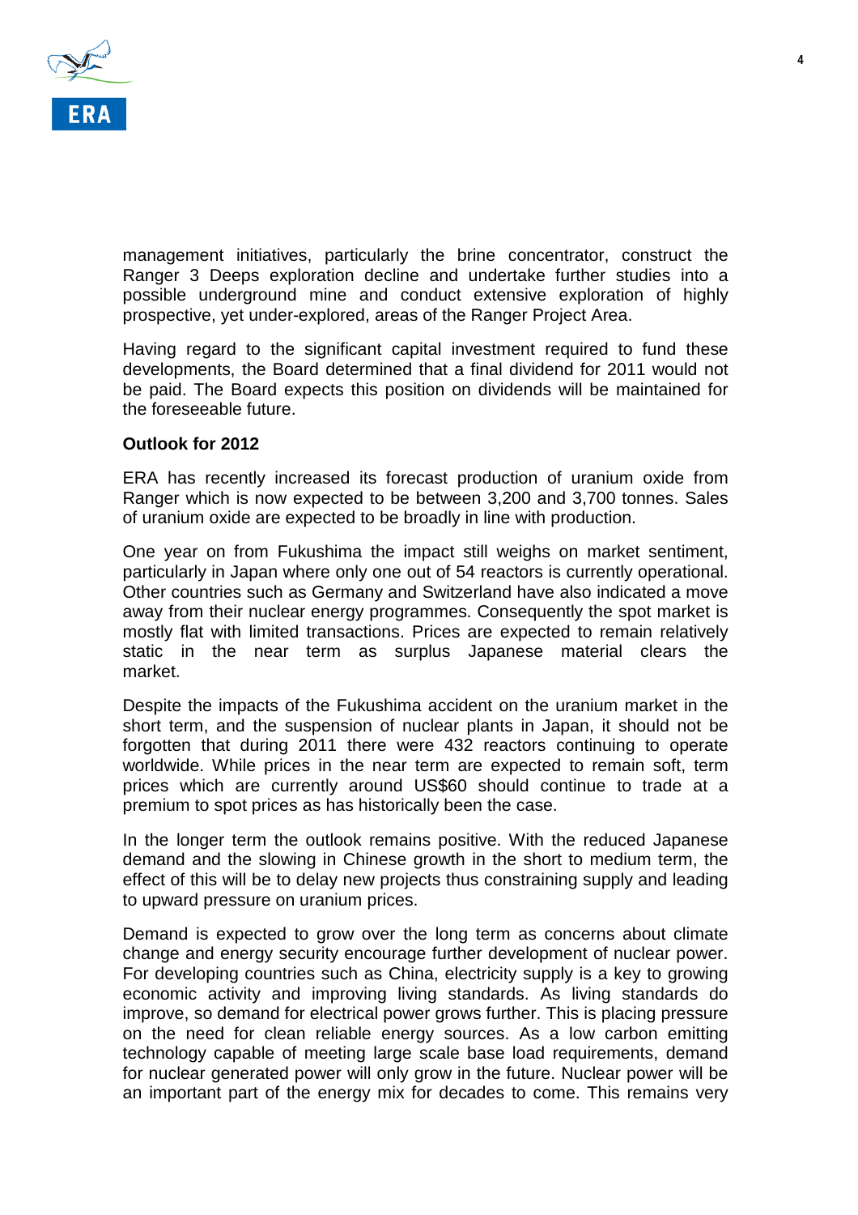management initiatives, particularly the brine concentrator, construct the Ranger 3 Deeps exploration decline and undertake further studies into a possible underground mine and conduct extensive exploration of highly prospective, yet under-explored, areas of the Ranger Project Area.

Having regard to the significant capital investment required to fund these developments, the Board determined that a final dividend for 2011 would not be paid. The Board expects this position on dividends will be maintained for the foreseeable future.

**Outlook for 2012**

ERA has recently increased its forecast production of uranium oxide from Ranger which is now expected to be between 3,200 and 3,700 tonnes. Sales of uranium oxide are expected to be broadly in line with production.

One year on from Fukushima the impact still weighs on market sentiment, particularly in Japan where only one out of 54 reactors is currently operational. Other countries such as Germany and Switzerland have also indicated a move away from their nuclear energy programmes. Consequently the spot market is mostly flat with limited transactions. Prices are expected to remain relatively static in the near term as surplus Japanese material clears the market.

Despite the impacts of the Fukushima accident on the uranium market in the short term, and the suspension of nuclear plants in Japan, it should not be forgotten that during 2011 there were 432 reactors continuing to operate worldwide. While prices in the near term are expected to remain soft, term prices which are currently around US$60 should continue to trade at a premium to spot prices as has historically been the case.

In the longer term the outlook remains positive. With the reduced Japanese demand and the slowing in Chinese growth in the short to medium term, the effect of this will be to delay new projects thus constraining supply and leading to upward pressure on uranium prices.

Demand is expected to grow over the long term as concerns about climate change and energy security encourage further development of nuclear power. For developing countries such as China, electricity supply is a key to growing economic activity and improving living standards. As living standards do improve, so demand for electrical power grows further. This is placing pressure on the need for clean reliable energy sources. As a low carbon emitting technology capable of meeting large scale base load requirements, demand for nuclear generated power will only grow in the future. Nuclear power will be an important part of the energy mix for decades to come. This remains very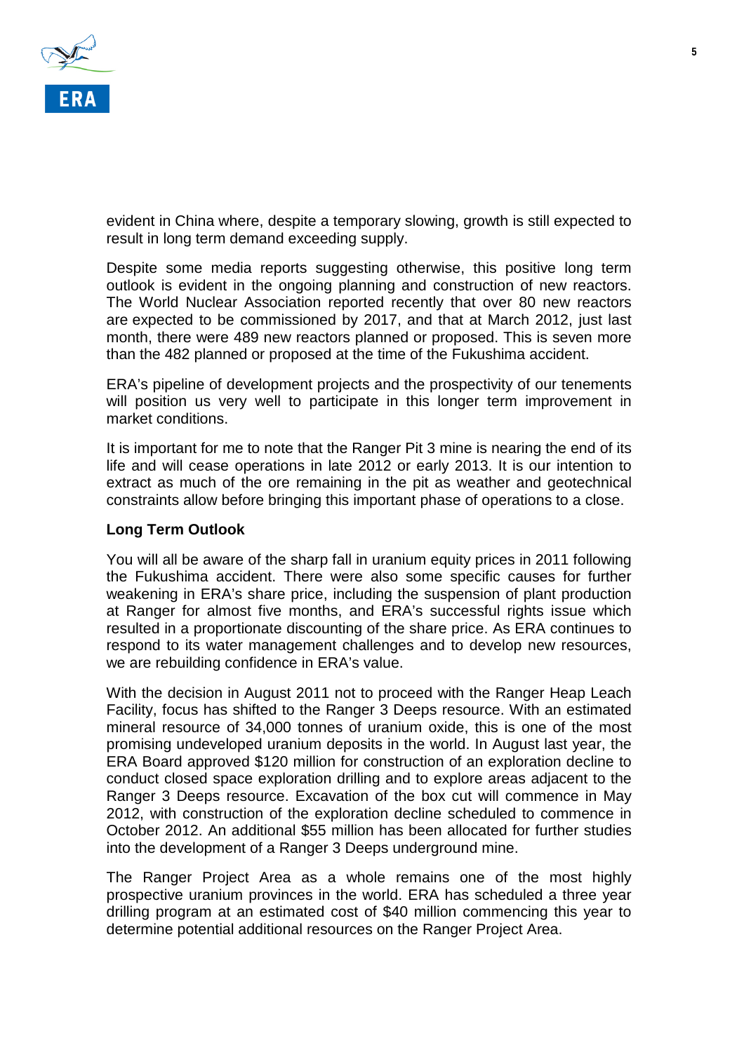evident in China where, despite a temporary slowing, growth is still expected to result in long term demand exceeding supply.

Despite some media reports suggesting otherwise, this positive long term outlook is evident in the ongoing planning and construction of new reactors. The World Nuclear Association reported recently that over 80 new reactors are expected to be commissioned by 2017, and that at March 2012, just last month, there were 489 new reactors planned or proposed. This is seven more than the 482 planned or proposed at the time of the Fukushima accident.

ERA's pipeline of development projects and the prospectivity of our tenements will position us very well to participate in this longer term improvement in market conditions.

It is important for me to note that the Ranger Pit 3 mine is nearing the end of its life and will cease operations in late 2012 or early 2013. It is our intention to extract as much of the ore remaining in the pit as weather and geotechnical constraints allow before bringing this important phase of operations to a close.

**Long Term Outlook**

You will all be aware of the sharp fall in uranium equity prices in 2011 following the Fukushima accident. There were also some specific causes for further weakening in ERA's share price, including the suspension of plant production at Ranger for almost five months, and ERA's successful rights issue which resulted in a proportionate discounting of the share price. As ERA continues to respond to its water management challenges and to develop new resources, we are rebuilding confidence in ERA's value.

With the decision in August 2011 not to proceed with the Ranger Heap Leach Facility, focus has shifted to the Ranger 3 Deeps resource. With an estimated mineral resource of 34,000 tonnes of uranium oxide, this is one of the most promising undeveloped uranium deposits in the world. In August last year, the ERA Board approved $120 million for construction of an exploration decline to conduct closed space exploration drilling and to explore areas adjacent to the Ranger 3 Deeps resource. Excavation of the box cut will commence in May 2012, with construction of the exploration decline scheduled to commence in October 2012. An additional $55 million has been allocated for further studies into the development of a Ranger 3 Deeps underground mine.

The Ranger Project Area as a whole remains one of the most highly prospective uranium provinces in the world. ERA has scheduled a three year drilling program at an estimated cost of $40 million commencing this year to determine potential additional resources on the Ranger Project Area.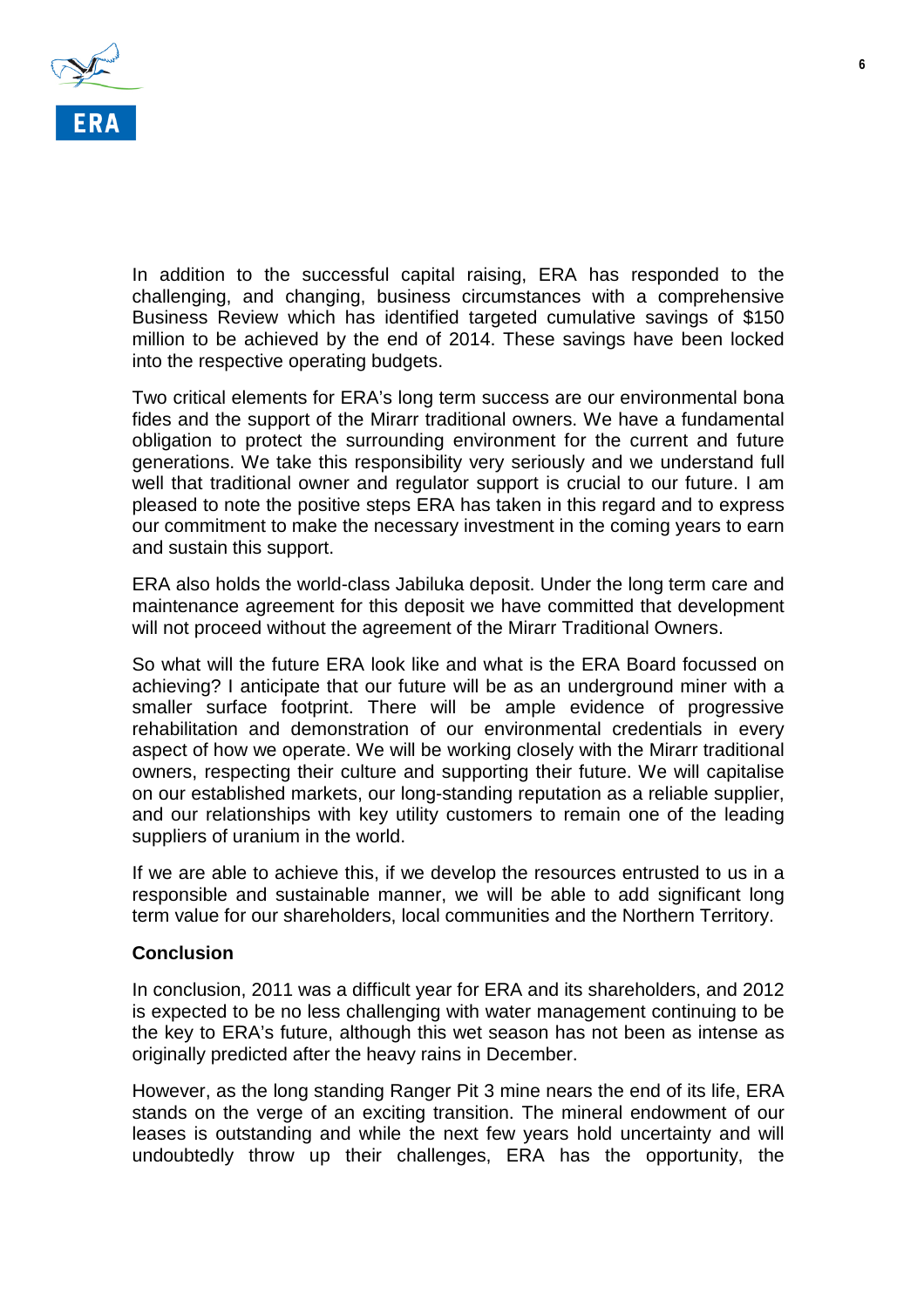In addition to the successful capital raising, ERA has responded to the challenging, and changing, business circumstances with a comprehensive Business Review which has identified targeted cumulative savings of $150 million to be achieved by the end of 2014. These savings have been locked into the respective operating budgets.

Two critical elements for ERA's long term success are our environmental bona fides and the support of the Mirarr traditional owners. We have a fundamental obligation to protect the surrounding environment for the current and future generations. We take this responsibility very seriously and we understand full well that traditional owner and regulator support is crucial to our future. I am pleased to note the positive steps ERA has taken in this regard and to express our commitment to make the necessary investment in the coming years to earn and sustain this support.

ERA also holds the world-class Jabiluka deposit. Under the long term care and maintenance agreement for this deposit we have committed that development will not proceed without the agreement of the Mirarr Traditional Owners.

So what will the future ERA look like and what is the ERA Board focussed on achieving? I anticipate that our future will be as an underground miner with a smaller surface footprint. There will be ample evidence of progressive rehabilitation and demonstration of our environmental credentials in every aspect of how we operate. We will be working closely with the Mirarr traditional owners, respecting their culture and supporting their future. We will capitalise on our established markets, our long-standing reputation as a reliable supplier, and our relationships with key utility customers to remain one of the leading suppliers of uranium in the world.

If we are able to achieve this, if we develop the resources entrusted to us in a responsible and sustainable manner, we will be able to add significant long term value for our shareholders, local communities and the Northern Territory.

**Conclusion**

In conclusion, 2011 was a difficult year for ERA and its shareholders, and 2012 is expected to be no less challenging with water management continuing to be the key to ERA's future, although this wet season has not been as intense as originally predicted after the heavy rains in December.

However, as the long standing Ranger Pit 3 mine nears the end of its life, ERA stands on the verge of an exciting transition. The mineral endowment of our leases is outstanding and while the next few years hold uncertainty and will undoubtedly throw up their challenges, ERA has the opportunity, the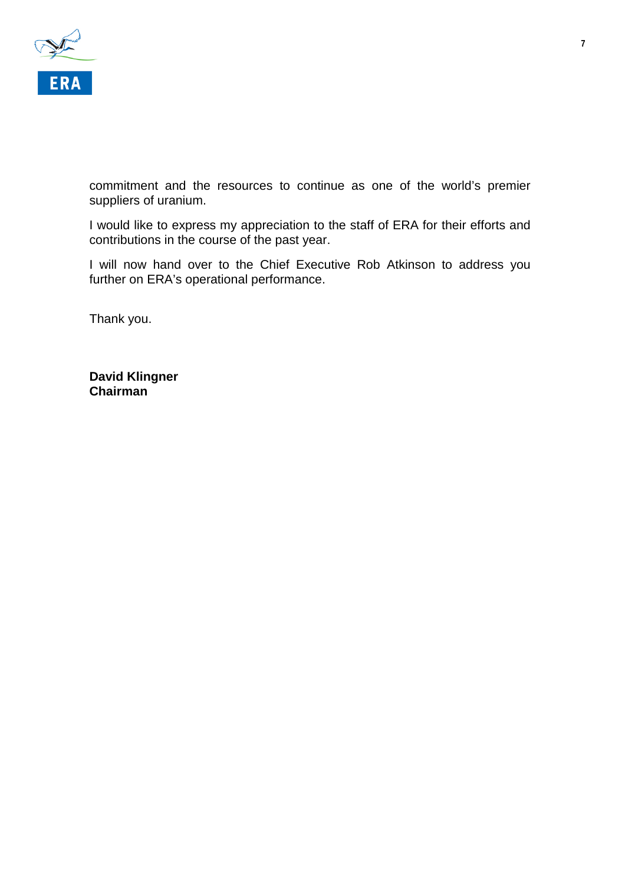commitment and the resources to continue as one of the world's premier suppliers of uranium.

I would like to express my appreciation to the staff of ERA for their efforts and contributions in the course of the past year.

I will now hand over to the Chief Executive Rob Atkinson to address you further on ERA's operational performance.

Thank you.

**David Klingner**
**Chairman**